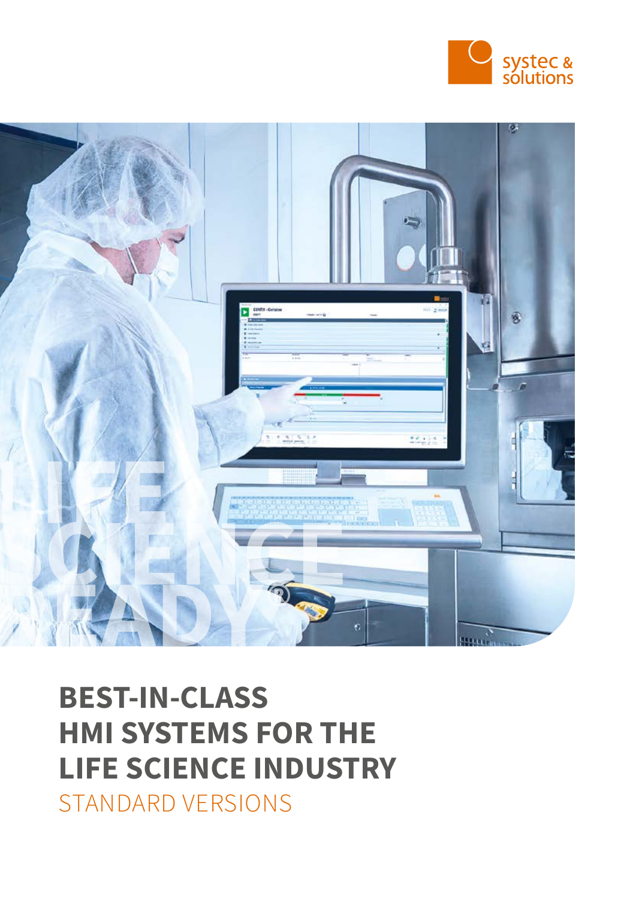systec & solutions

LIFE SCIENCE READY®

# BEST-IN-CLASS HMI SYSTEMS FOR THE LIFE SCIENCE INDUSTRY

## STANDARD VERSIONS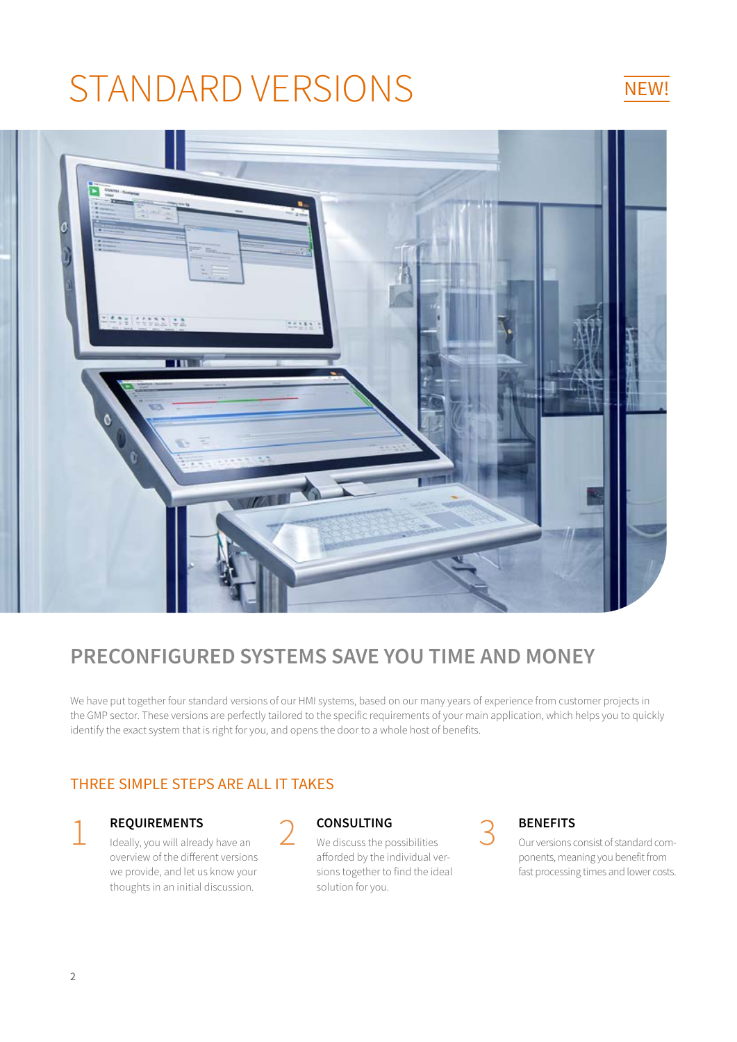# STANDARD VERSIONS

NEW!

## PRECONFIGURED SYSTEMS SAVE YOU TIME AND MONEY

We have put together four standard versions of our HMI systems, based on our many years of experience from customer projects in the GMP sector. These versions are perfectly tailored to the specific requirements of your main application, which helps you to quickly identify the exact system that is right for you, and opens the door to a whole host of benefits.

### THREE SIMPLE STEPS ARE ALL IT TAKES

1 **REQUIREMENTS**
Ideally, you will already have an overview of the different versions we provide, and let us know your thoughts in an initial discussion.

2 **CONSULTING**
We discuss the possibilities afforded by the individual versions together to find the ideal solution for you.

3 **BENEFITS**
Our versions consist of standard components, meaning you benefit from fast processing times and lower costs.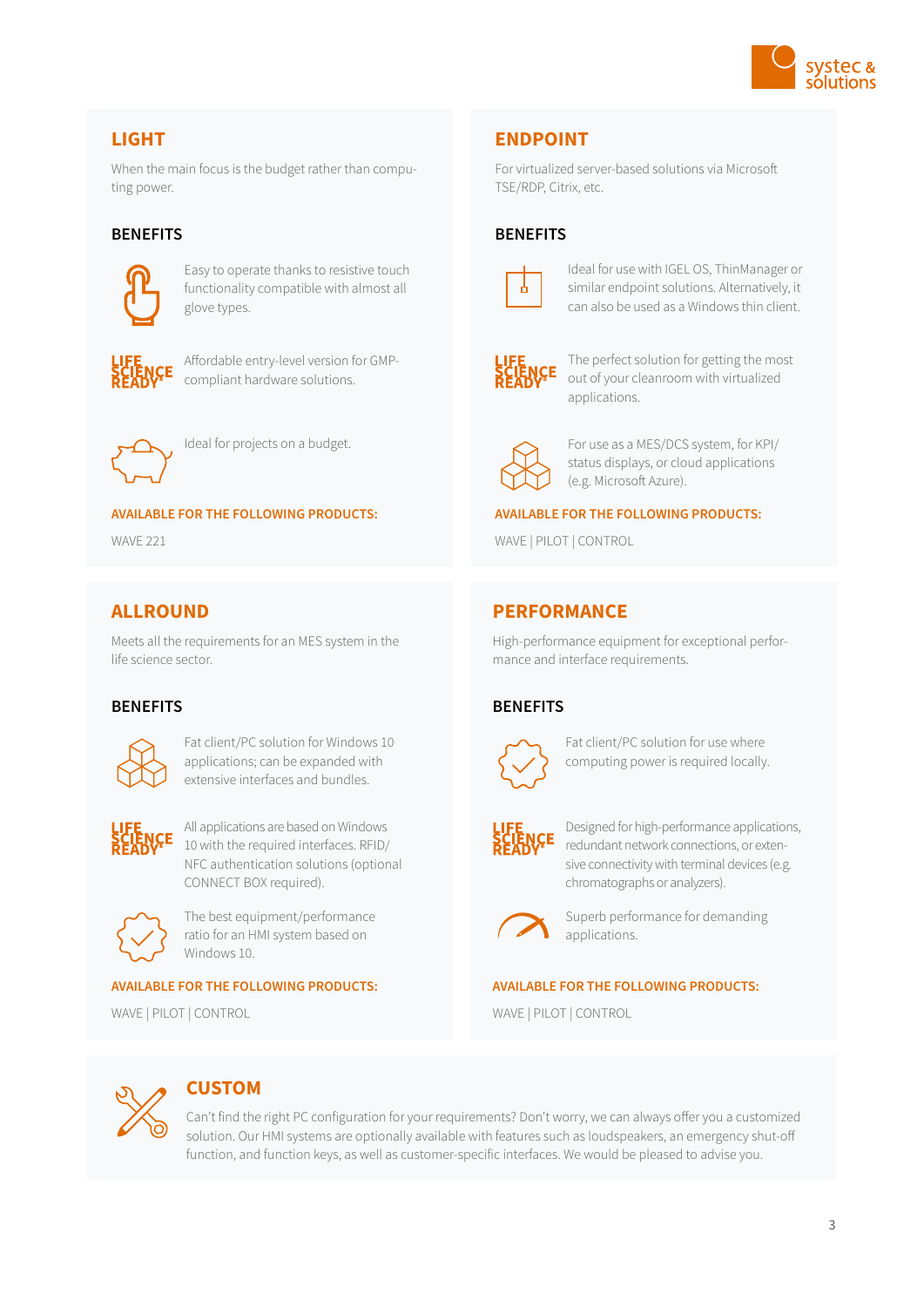## LIGHT

When the main focus is the budget rather than computing power.

### BENEFITS

Easy to operate thanks to resistive touch functionality compatible with almost all glove types.

LIFE SCIENCE READY®

Affordable entry-level version for GMP-compliant hardware solutions.

Ideal for projects on a budget.

**AVAILABLE FOR THE FOLLOWING PRODUCTS:**

WAVE 221

## ENDPOINT

For virtualized server-based solutions via Microsoft TSE/RDP, Citrix, etc.

### BENEFITS

Ideal for use with IGEL OS, ThinManager or similar endpoint solutions. Alternatively, it can also be used as a Windows thin client.

LIFE SCIENCE READY®

The perfect solution for getting the most out of your cleanroom with virtualized applications.

For use as a MES/DCS system, for KPI/status displays, or cloud applications (e.g. Microsoft Azure).

**AVAILABLE FOR THE FOLLOWING PRODUCTS:**

WAVE | PILOT | CONTROL

## ALLROUND

Meets all the requirements for an MES system in the life science sector.

### BENEFITS

Fat client/PC solution for Windows 10 applications; can be expanded with extensive interfaces and bundles.

LIFE SCIENCE READY®

All applications are based on Windows 10 with the required interfaces. RFID/NFC authentication solutions (optional CONNECT BOX required).

The best equipment/performance ratio for an HMI system based on Windows 10.

**AVAILABLE FOR THE FOLLOWING PRODUCTS:**

WAVE | PILOT | CONTROL

## PERFORMANCE

High-performance equipment for exceptional performance and interface requirements.

### BENEFITS

Fat client/PC solution for use where computing power is required locally.

LIFE SCIENCE READY®

Designed for high-performance applications, redundant network connections, or extensive connectivity with terminal devices (e.g. chromatographs or analyzers).

Superb performance for demanding applications.

**AVAILABLE FOR THE FOLLOWING PRODUCTS:**

WAVE | PILOT | CONTROL

## CUSTOM

Can't find the right PC configuration for your requirements? Don't worry, we can always offer you a customized solution. Our HMI systems are optionally available with features such as loudspeakers, an emergency shut-off function, and function keys, as well as customer-specific interfaces. We would be pleased to advise you.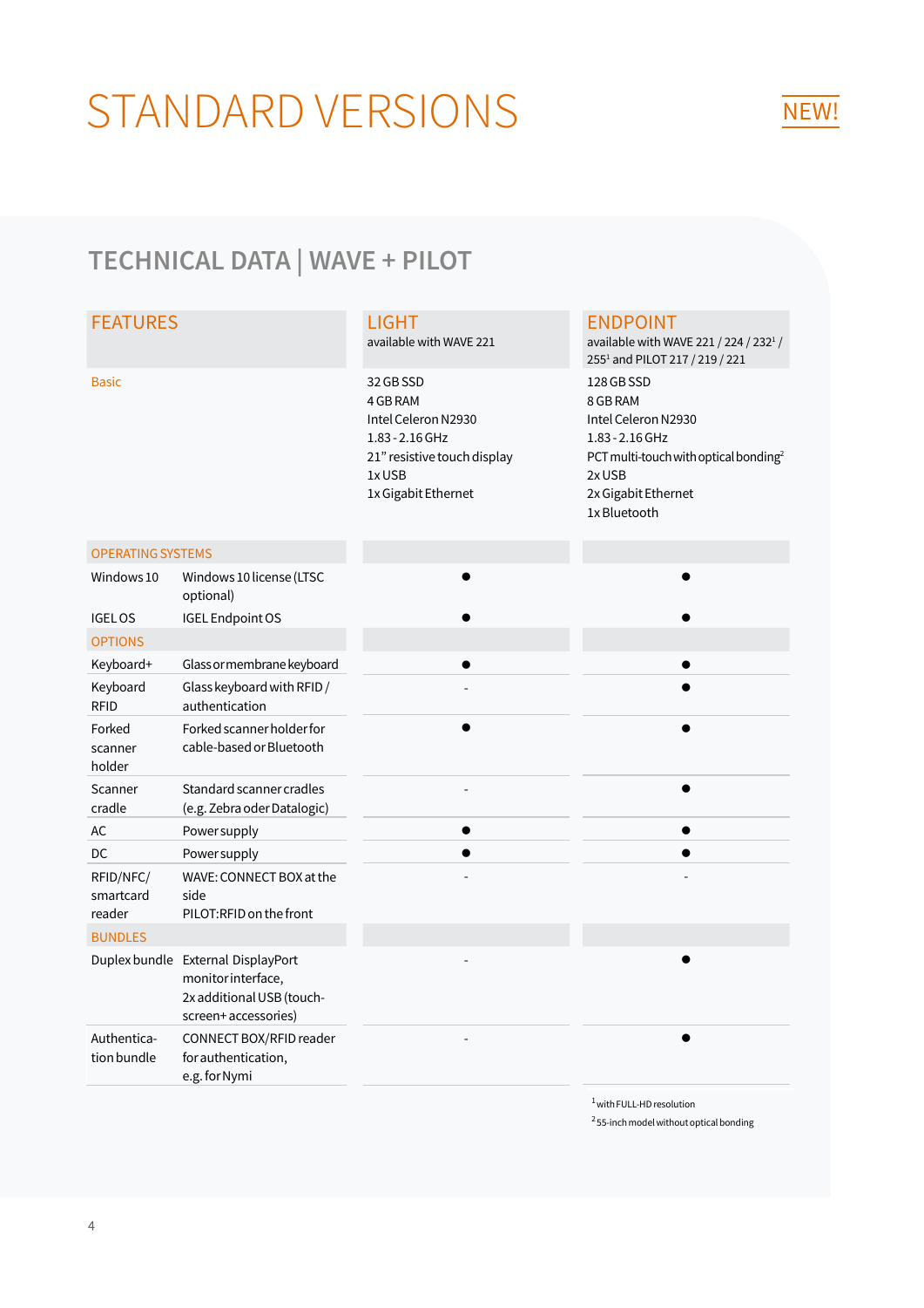# STANDARD VERSIONS

NEW!

## TECHNICAL DATA | WAVE + PILOT

| FEATURES | | LIGHT<br>available with WAVE 221 | ENDPOINT<br>available with WAVE 221 / 224 / 232[1] / 255[1] and PILOT 217 / 219 / 221 |
|---|---|---|---|
| Basic | | 32 GB SSD<br>4 GB RAM<br>Intel Celeron N2930<br>1.83 - 2.16 GHz<br>21" resistive touch display<br>1x USB<br>1x Gigabit Ethernet | 128 GB SSD<br>8 GB RAM<br>Intel Celeron N2930<br>1.83 - 2.16 GHz<br>PCT multi-touch with optical bonding[2]<br>2x USB<br>2x Gigabit Ethernet<br>1x Bluetooth |
| OPERATING SYSTEMS | | | |
| Windows 10 | Windows 10 license (LTSC optional) | ● | ● |
| IGEL OS | IGEL Endpoint OS | ● | ● |
| OPTIONS | | | |
| Keyboard+ | Glass or membrane keyboard | ● | ● |
| Keyboard RFID | Glass keyboard with RFID / authentication | - | ● |
| Forked scanner holder | Forked scanner holder for cable-based or Bluetooth | ● | ● |
| Scanner cradle | Standard scanner cradles (e.g. Zebra oder Datalogic) | - | ● |
| AC | Power supply | ● | ● |
| DC | Power supply | ● | ● |
| RFID/NFC/ smartcard reader | WAVE: CONNECT BOX at the side<br>PILOT: RFID on the front | - | - |
| BUNDLES | | | |
| Duplex bundle | External DisplayPort monitor interface, 2x additional USB (touch-screen+ accessories) | - | ● |
| Authentication bundle | CONNECT BOX/RFID reader for authentication, e.g. for Nymi | - | ● |

[1] with FULL-HD resolution

[2] 55-inch model without optical bonding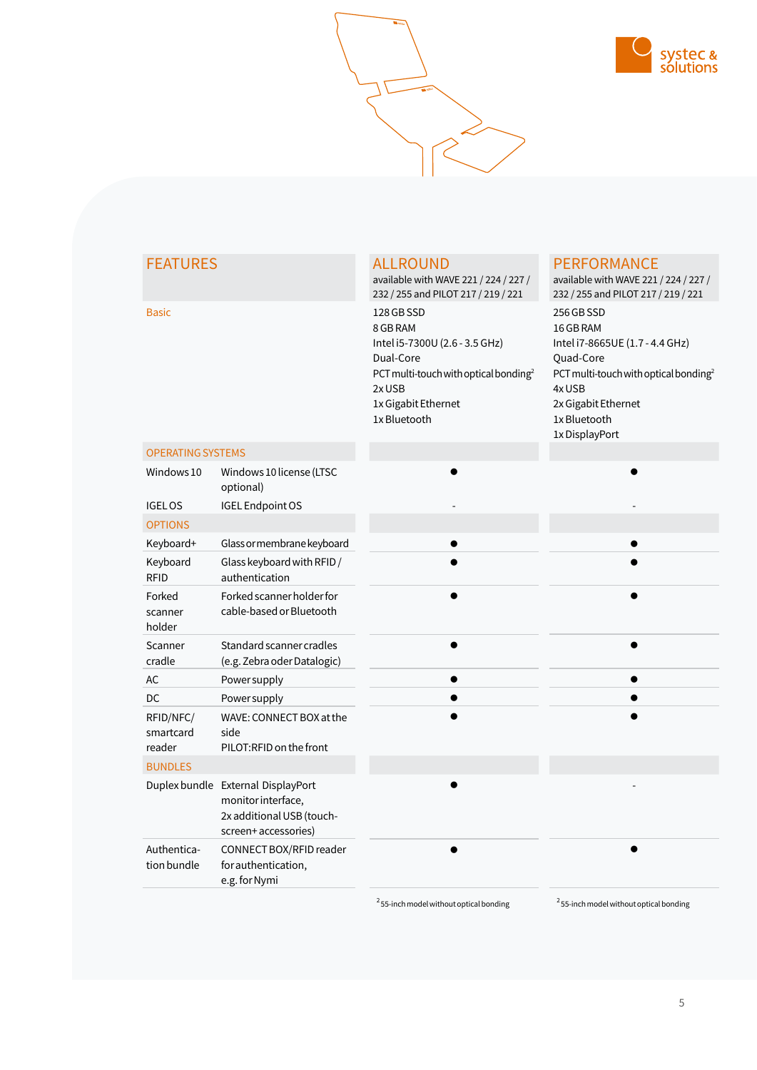| FEATURES | | ALLROUND<br>available with WAVE 221 / 224 / 227 / 232 / 255 and PILOT 217 / 219 / 221 | PERFORMANCE<br>available with WAVE 221 / 224 / 227 / 232 / 255 and PILOT 217 / 219 / 221 |
|---|---|---|---|
| Basic | | 128 GB SSD<br>8 GB RAM<br>Intel i5-7300U (2.6 - 3.5 GHz)<br>Dual-Core<br>PCT multi-touch with optical bonding[2]<br>2x USB<br>1x Gigabit Ethernet<br>1x Bluetooth | 256 GB SSD<br>16 GB RAM<br>Intel i7-8665UE (1.7 - 4.4 GHz)<br>Quad-Core<br>PCT multi-touch with optical bonding[2]<br>4x USB<br>2x Gigabit Ethernet<br>1x Bluetooth<br>1x DisplayPort |
| OPERATING SYSTEMS | | | |
| Windows 10 | Windows 10 license (LTSC optional) | ● | ● |
| IGEL OS | IGEL Endpoint OS | - | - |
| OPTIONS | | | |
| Keyboard+ | Glass or membrane keyboard | ● | ● |
| Keyboard RFID | Glass keyboard with RFID / authentication | ● | ● |
| Forked scanner holder | Forked scanner holder for cable-based or Bluetooth | ● | ● |
| Scanner cradle | Standard scanner cradles (e.g. Zebra oder Datalogic) | ● | ● |
| AC | Power supply | ● | ● |
| DC | Power supply | ● | ● |
| RFID/NFC/ smartcard reader | WAVE: CONNECT BOX at the side<br>PILOT: RFID on the front | ● | ● |
| BUNDLES | | | |
| Duplex bundle | External DisplayPort monitor interface, 2x additional USB (touch-screen+ accessories) | ● | - |
| Authentica-tion bundle | CONNECT BOX/RFID reader for authentication, e.g. for Nymi | ● | ● |

[2] 55-inch model without optical bonding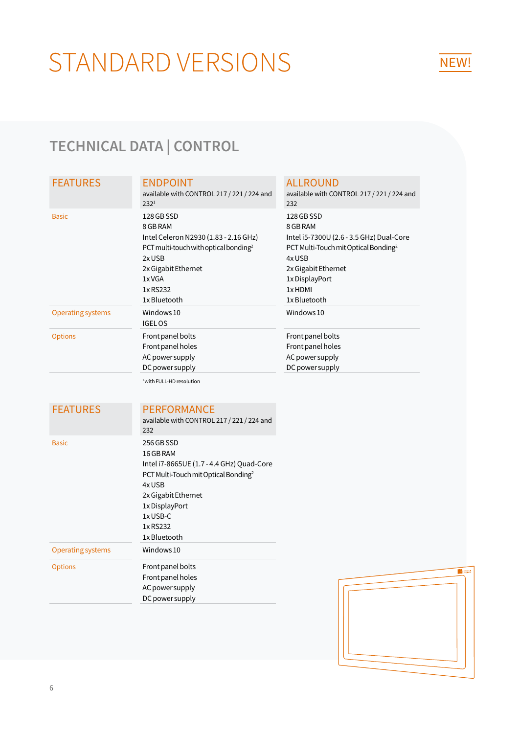# STANDARD VERSIONS

NEW!

## TECHNICAL DATA | CONTROL

| FEATURES | ENDPOINT<br>available with CONTROL 217 / 221 / 224 and 232[1] | ALLROUND<br>available with CONTROL 217 / 221 / 224 and 232 |
|---|---|---|
| Basic | 128 GB SSD<br>8 GB RAM<br>Intel Celeron N2930 (1.83 - 2.16 GHz)<br>PCT multi-touch with optical bonding[2]<br>2x USB<br>2x Gigabit Ethernet<br>1x VGA<br>1x RS232<br>1x Bluetooth | 128 GB SSD<br>8 GB RAM<br>Intel i5-7300U (2.6 - 3.5 GHz) Dual-Core<br>PCT Multi-Touch mit Optical Bonding[2]<br>4x USB<br>2x Gigabit Ethernet<br>1x DisplayPort<br>1x HDMI<br>1x Bluetooth |
| Operating systems | Windows 10<br>IGEL OS | Windows 10 |
| Options | Front panel bolts<br>Front panel holes<br>AC power supply<br>DC power supply | Front panel bolts<br>Front panel holes<br>AC power supply<br>DC power supply |

[1] with FULL-HD resolution

| FEATURES | PERFORMANCE<br>available with CONTROL 217 / 221 / 224 and 232 |
|---|---|
| Basic | 256 GB SSD<br>16 GB RAM<br>Intel i7-8665UE (1.7 - 4.4 GHz) Quad-Core<br>PCT Multi-Touch mit Optical Bonding[2]<br>4x USB<br>2x Gigabit Ethernet<br>1x DisplayPort<br>1x USB-C<br>1x RS232<br>1x Bluetooth |
| Operating systems | Windows 10 |
| Options | Front panel bolts<br>Front panel holes<br>AC power supply<br>DC power supply |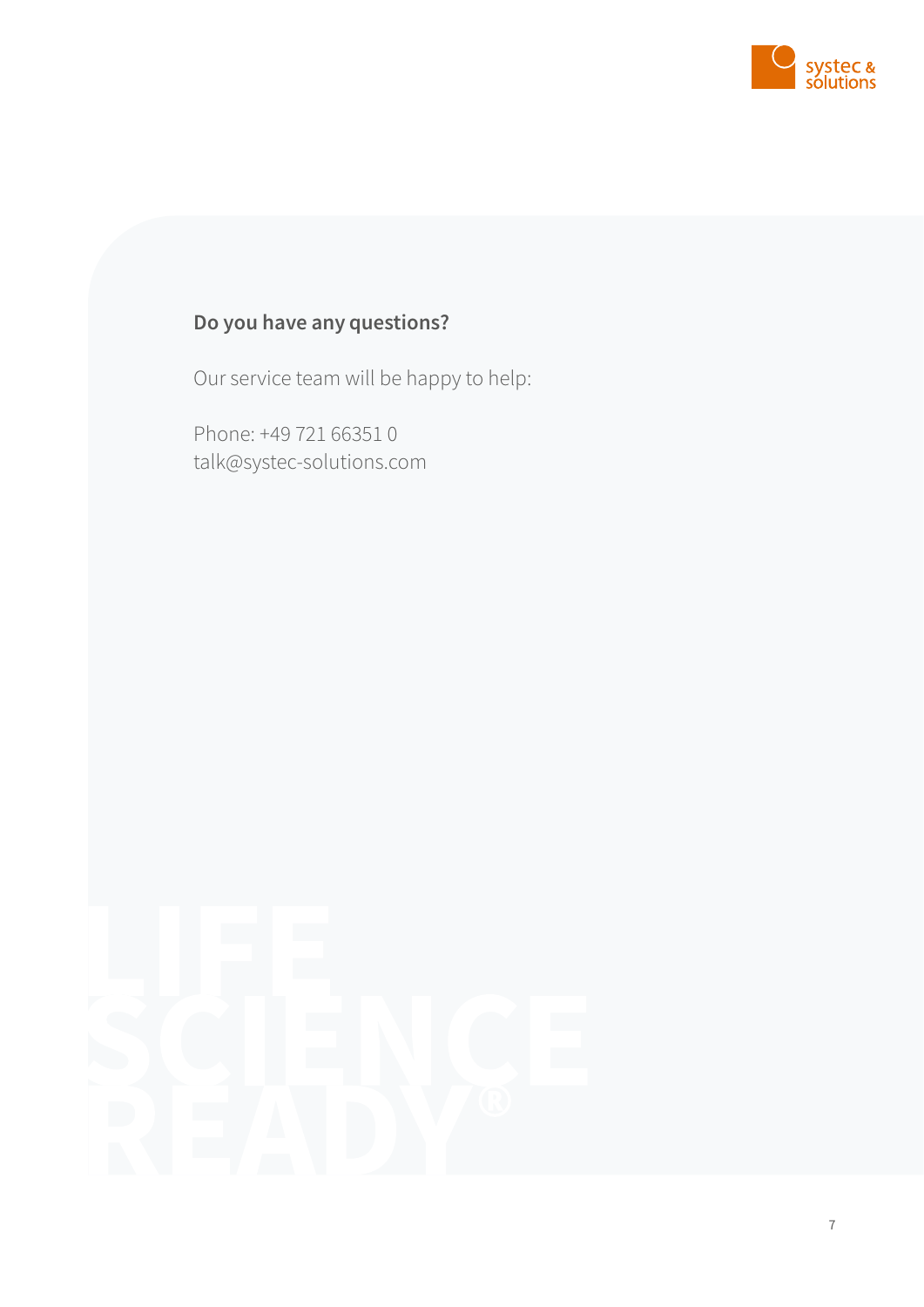**Do you have any questions?**

Our service team will be happy to help:

Phone: +49 721 66351 0
talk@systec-solutions.com

LIFE SCIENCE READY®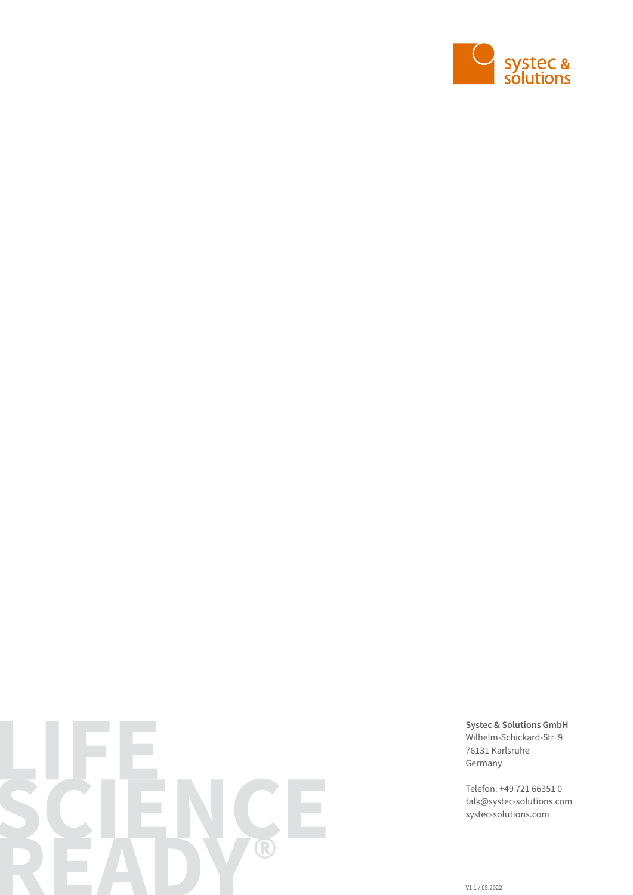systec & solutions

LIFE SCIENCE READY®

**Systec & Solutions GmbH**
Wilhelm-Schickard-Str. 9
76131 Karlsruhe
Germany

Telefon: +49 721 66351 0
talk@systec-solutions.com
systec-solutions.com

V1.1 / 05.2022